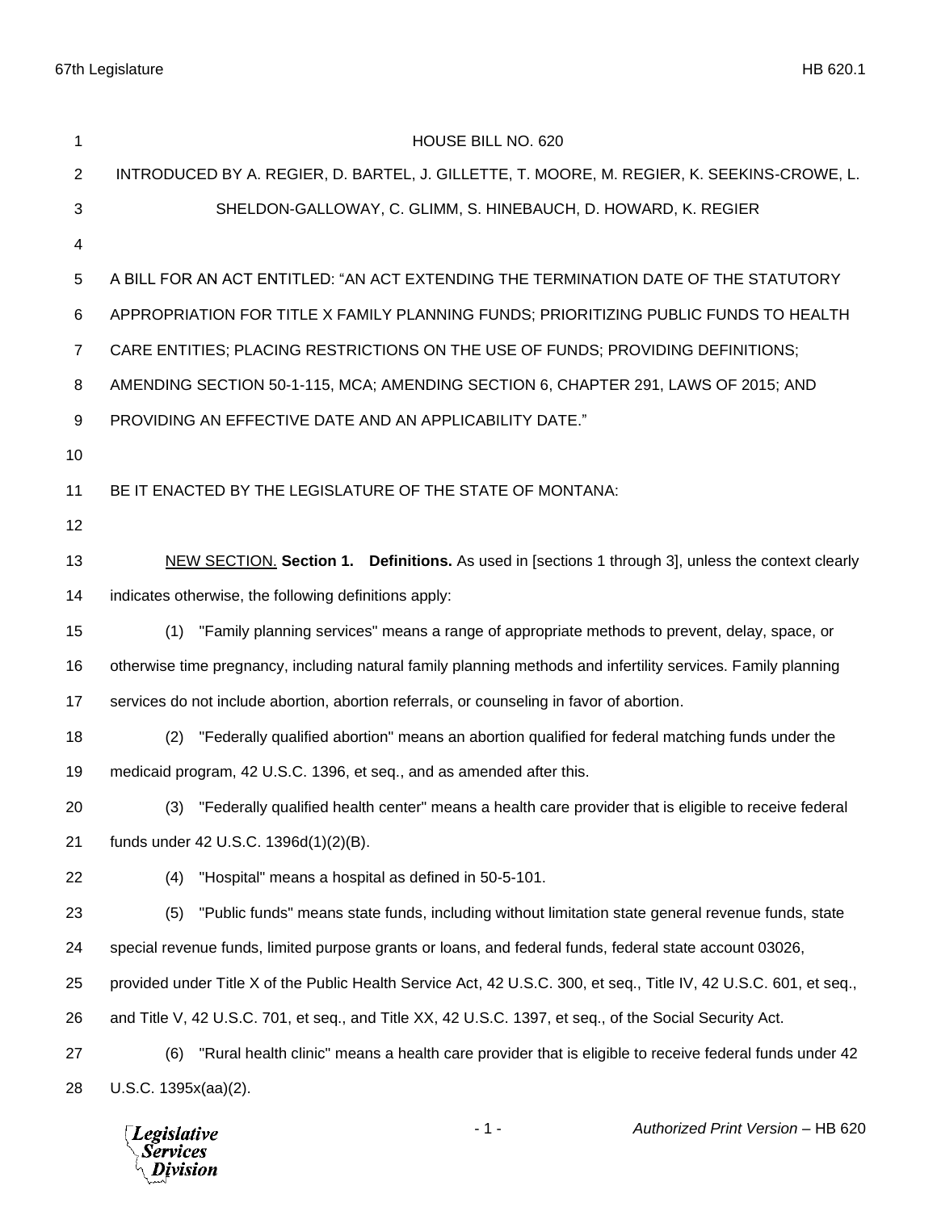# HOUSE BILL NO. 620

INTRODUCED BY A. REGIER, D. BARTEL, J. GILLETTE, T. MOORE, M. REGIER, K. SEEKINS-CROWE, L. SHELDON-GALLOWAY, C. GLIMM, S. HINEBAUCH, D. HOWARD, K. REGIER

A BILL FOR AN ACT ENTITLED: "AN ACT EXTENDING THE TERMINATION DATE OF THE STATUTORY APPROPRIATION FOR TITLE X FAMILY PLANNING FUNDS; PRIORITIZING PUBLIC FUNDS TO HEALTH CARE ENTITIES; PLACING RESTRICTIONS ON THE USE OF FUNDS; PROVIDING DEFINITIONS; AMENDING SECTION 50-1-115, MCA; AMENDING SECTION 6, CHAPTER 291, LAWS OF 2015; AND PROVIDING AN EFFECTIVE DATE AND AN APPLICABILITY DATE."

BE IT ENACTED BY THE LEGISLATURE OF THE STATE OF MONTANA:

NEW SECTION. **Section 1. Definitions.** As used in [sections 1 through 3], unless the context clearly indicates otherwise, the following definitions apply:

(1) "Family planning services" means a range of appropriate methods to prevent, delay, space, or otherwise time pregnancy, including natural family planning methods and infertility services. Family planning services do not include abortion, abortion referrals, or counseling in favor of abortion.

(2) "Federally qualified abortion" means an abortion qualified for federal matching funds under the medicaid program, 42 U.S.C. 1396, et seq., and as amended after this.

(3) "Federally qualified health center" means a health care provider that is eligible to receive federal funds under 42 U.S.C. 1396d(1)(2)(B).

(4) "Hospital" means a hospital as defined in 50-5-101.

(5) "Public funds" means state funds, including without limitation state general revenue funds, state special revenue funds, limited purpose grants or loans, and federal funds, federal state account 03026, provided under Title X of the Public Health Service Act, 42 U.S.C. 300, et seq., Title IV, 42 U.S.C. 601, et seq., and Title V, 42 U.S.C. 701, et seq., and Title XX, 42 U.S.C. 1397, et seq., of the Social Security Act.

(6) "Rural health clinic" means a health care provider that is eligible to receive federal funds under 42 U.S.C. 1395x(aa)(2).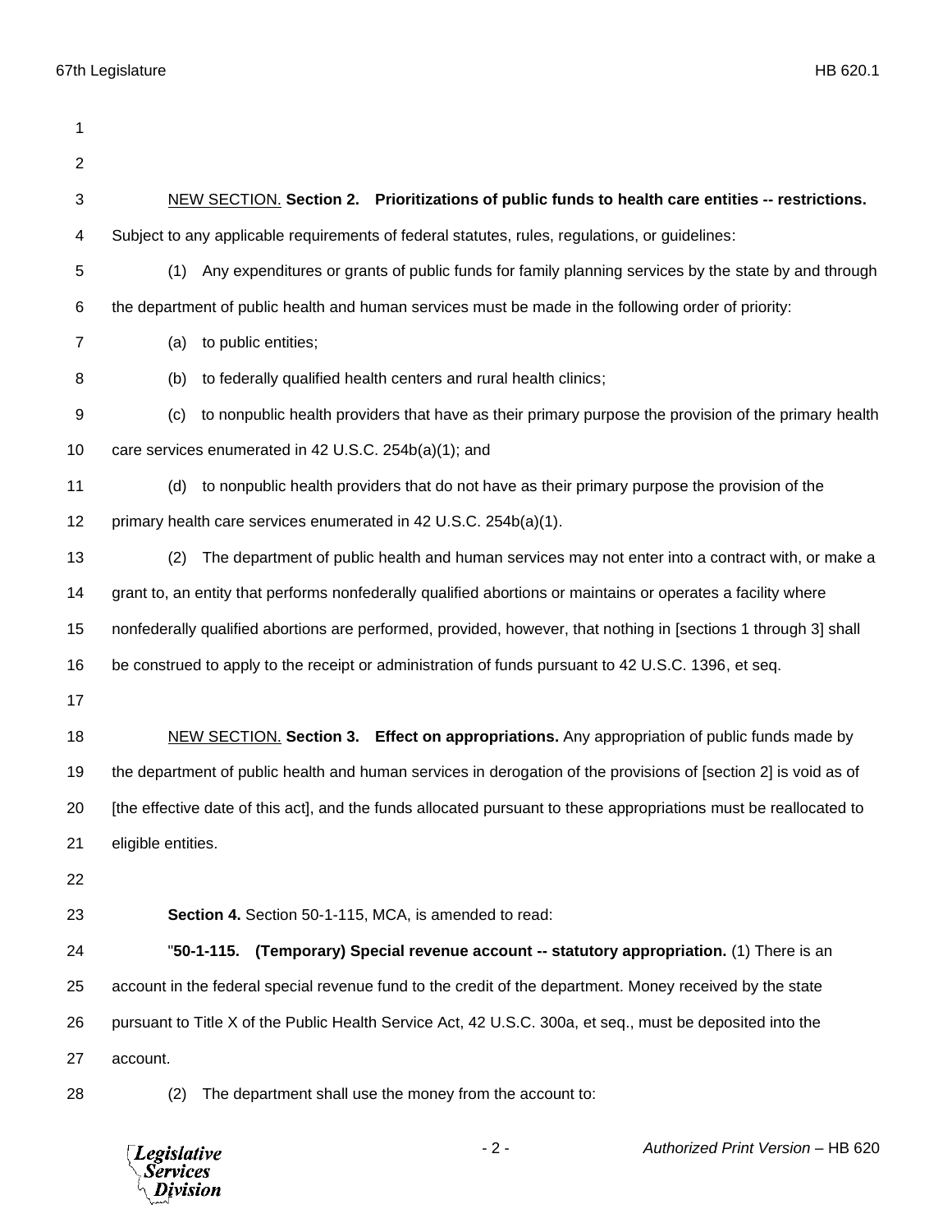<u>NEW SECTION.</u> **Section 2. Prioritizations of public funds to health care entities -- restrictions.** Subject to any applicable requirements of federal statutes, rules, regulations, or guidelines:

(1) Any expenditures or grants of public funds for family planning services by the state by and through the department of public health and human services must be made in the following order of priority:

(a) to public entities;

(b) to federally qualified health centers and rural health clinics;

(c) to nonpublic health providers that have as their primary purpose the provision of the primary health care services enumerated in 42 U.S.C. 254b(a)(1); and

(d) to nonpublic health providers that do not have as their primary purpose the provision of the primary health care services enumerated in 42 U.S.C. 254b(a)(1).

(2) The department of public health and human services may not enter into a contract with, or make a grant to, an entity that performs nonfederally qualified abortions or maintains or operates a facility where nonfederally qualified abortions are performed, provided, however, that nothing in [sections 1 through 3] shall be construed to apply to the receipt or administration of funds pursuant to 42 U.S.C. 1396, et seq.

<u>NEW SECTION.</u> **Section 3. Effect on appropriations.** Any appropriation of public funds made by the department of public health and human services in derogation of the provisions of [section 2] is void as of [the effective date of this act], and the funds allocated pursuant to these appropriations must be reallocated to eligible entities.

**Section 4.** Section 50-1-115, MCA, is amended to read:

"**50-1-115. (Temporary) Special revenue account -- statutory appropriation.** (1) There is an account in the federal special revenue fund to the credit of the department. Money received by the state pursuant to Title X of the Public Health Service Act, 42 U.S.C. 300a, et seq., must be deposited into the account.

(2) The department shall use the money from the account to: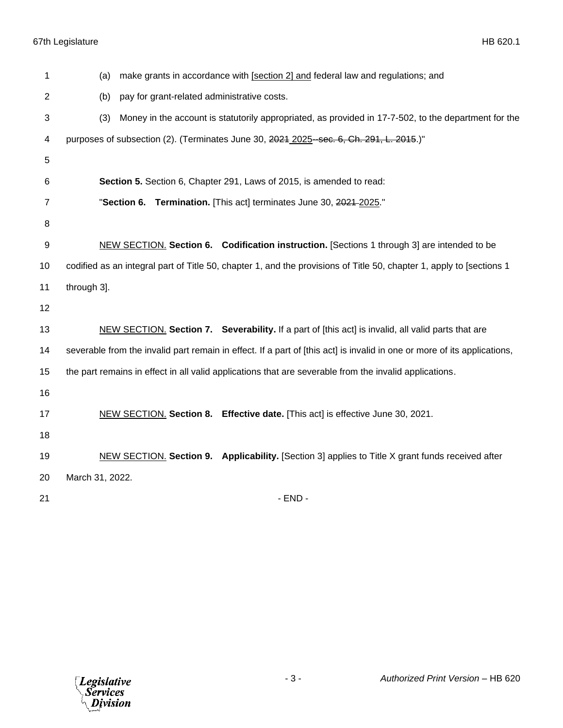(a) make grants in accordance with [section 2] and federal law and regulations; and

(b) pay for grant-related administrative costs.

(3) Money in the account is statutorily appropriated, as provided in 17-7-502, to the department for the purposes of subsection (2). (Terminates June 30, ~~2021~~ 2025~~--sec. 6, Ch. 291, L. 2015~~.)"

**Section 5.** Section 6, Chapter 291, Laws of 2015, is amended to read:

"**Section 6. Termination.** [This act] terminates June 30, ~~2021~~ 2025."

NEW SECTION. **Section 6. Codification instruction.** [Sections 1 through 3] are intended to be codified as an integral part of Title 50, chapter 1, and the provisions of Title 50, chapter 1, apply to [sections 1 through 3].

NEW SECTION. **Section 7. Severability.** If a part of [this act] is invalid, all valid parts that are severable from the invalid part remain in effect. If a part of [this act] is invalid in one or more of its applications, the part remains in effect in all valid applications that are severable from the invalid applications.

NEW SECTION. **Section 8. Effective date.** [This act] is effective June 30, 2021.

NEW SECTION. **Section 9. Applicability.** [Section 3] applies to Title X grant funds received after March 31, 2022.

- END -